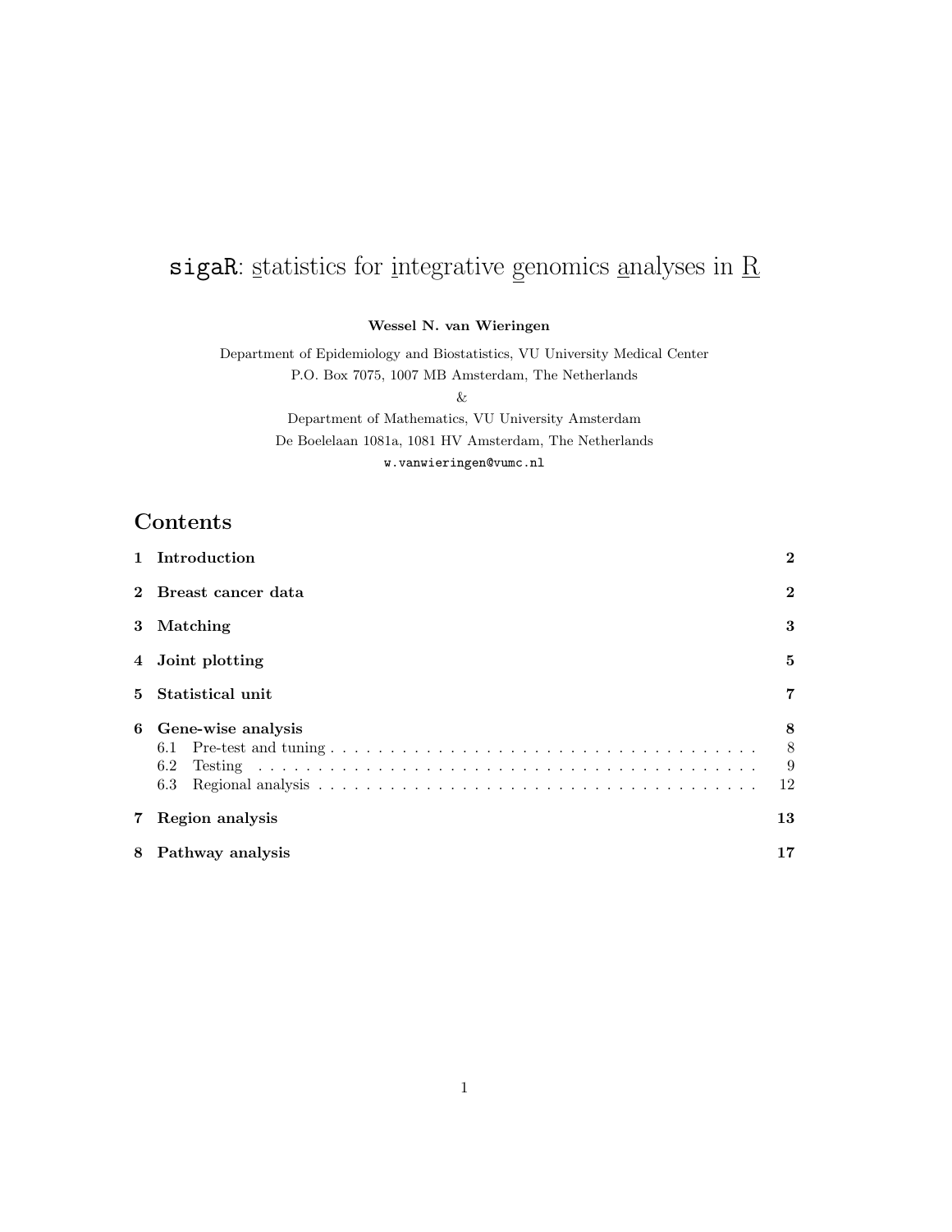# sigaR: statistics for integrative genomics analyses in R

**Wessel N. van Wieringen**

Department of Epidemiology and Biostatistics, VU University Medical Center
P.O. Box 7075, 1007 MB Amsterdam, The Netherlands
&
Department of Mathematics, VU University Amsterdam
De Boelelaan 1081a, 1081 HV Amsterdam, The Netherlands
w.vanwieringen@vumc.nl

## Contents

| | | |
|---|---|---|
| **1** | **Introduction** | **2** |
| **2** | **Breast cancer data** | **2** |
| **3** | **Matching** | **3** |
| **4** | **Joint plotting** | **5** |
| **5** | **Statistical unit** | **7** |
| **6** | **Gene-wise analysis** | **8** |
| 6.1 | Pre-test and tuning | 8 |
| 6.2 | Testing | 9 |
| 6.3 | Regional analysis | 12 |
| **7** | **Region analysis** | **13** |
| **8** | **Pathway analysis** | **17** |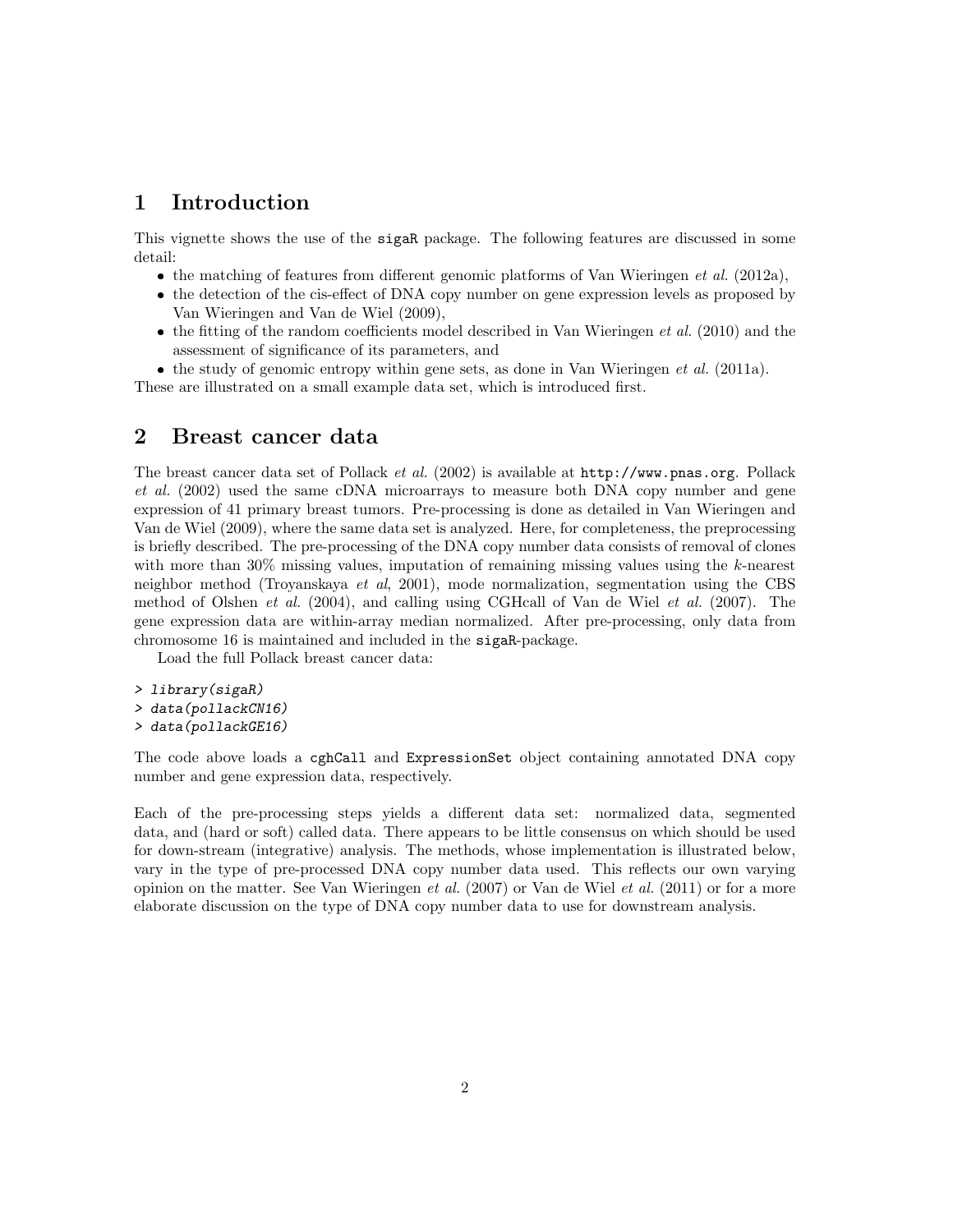# 1 Introduction

This vignette shows the use of the sigaR package. The following features are discussed in some detail:

- the matching of features from different genomic platforms of Van Wieringen *et al.* (2012a),
- the detection of the cis-effect of DNA copy number on gene expression levels as proposed by Van Wieringen and Van de Wiel (2009),
- the fitting of the random coefficients model described in Van Wieringen *et al.* (2010) and the assessment of significance of its parameters, and
- the study of genomic entropy within gene sets, as done in Van Wieringen *et al.* (2011a).

These are illustrated on a small example data set, which is introduced first.

# 2 Breast cancer data

The breast cancer data set of Pollack *et al.* (2002) is available at http://www.pnas.org. Pollack *et al.* (2002) used the same cDNA microarrays to measure both DNA copy number and gene expression of 41 primary breast tumors. Pre-processing is done as detailed in Van Wieringen and Van de Wiel (2009), where the same data set is analyzed. Here, for completeness, the preprocessing is briefly described. The pre-processing of the DNA copy number data consists of removal of clones with more than 30% missing values, imputation of remaining missing values using the $k$-nearest neighbor method (Troyanskaya *et al*, 2001), mode normalization, segmentation using the CBS method of Olshen *et al.* (2004), and calling using CGHcall of Van de Wiel *et al.* (2007). The gene expression data are within-array median normalized. After pre-processing, only data from chromosome 16 is maintained and included in the sigaR-package.

Load the full Pollack breast cancer data:

```
> library(sigaR)
> data(pollackCN16)
> data(pollackGE16)
```

The code above loads a cghCall and ExpressionSet object containing annotated DNA copy number and gene expression data, respectively.

Each of the pre-processing steps yields a different data set: normalized data, segmented data, and (hard or soft) called data. There appears to be little consensus on which should be used for down-stream (integrative) analysis. The methods, whose implementation is illustrated below, vary in the type of pre-processed DNA copy number data used. This reflects our own varying opinion on the matter. See Van Wieringen *et al.* (2007) or Van de Wiel *et al.* (2011) or for a more elaborate discussion on the type of DNA copy number data to use for downstream analysis.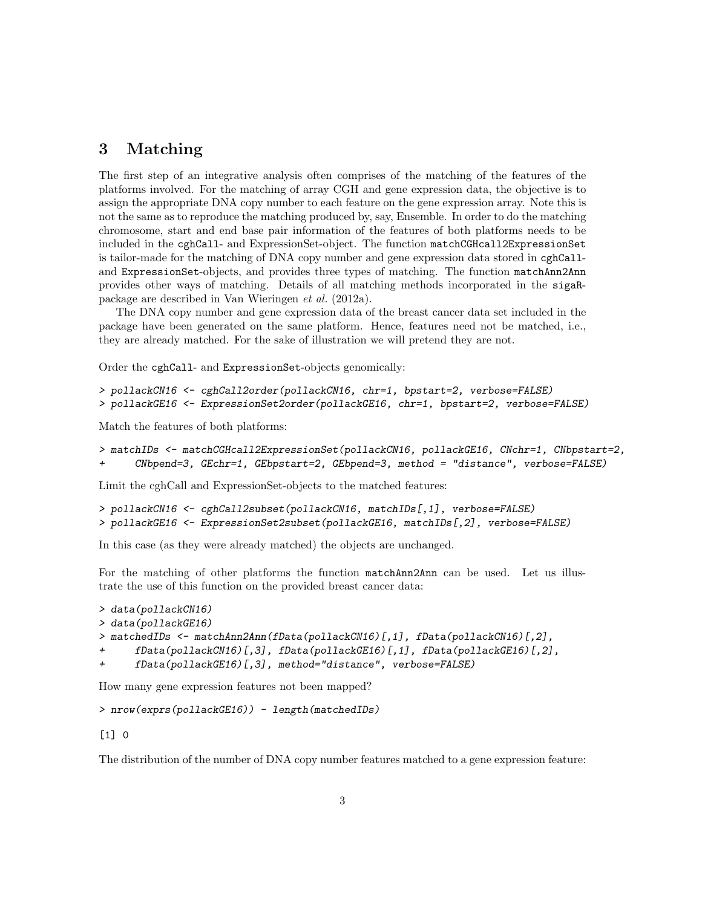# 3 Matching

The first step of an integrative analysis often comprises of the matching of the features of the platforms involved. For the matching of array CGH and gene expression data, the objective is to assign the appropriate DNA copy number to each feature on the gene expression array. Note this is not the same as to reproduce the matching produced by, say, Ensemble. In order to do the matching chromosome, start and end base pair information of the features of both platforms needs to be included in the `cghCall`- and ExpressionSet-object. The function `matchCGHcall2ExpressionSet` is tailor-made for the matching of DNA copy number and gene expression data stored in `cghCall`- and `ExpressionSet`-objects, and provides three types of matching. The function `matchAnn2Ann` provides other ways of matching. Details of all matching methods incorporated in the `sigaR`-package are described in Van Wieringen *et al.* (2012a).

The DNA copy number and gene expression data of the breast cancer data set included in the package have been generated on the same platform. Hence, features need not be matched, i.e., they are already matched. For the sake of illustration we will pretend they are not.

Order the `cghCall`- and `ExpressionSet`-objects genomically:

```
> pollackCN16 <- cghCall2order(pollackCN16, chr=1, bpstart=2, verbose=FALSE)
> pollackGE16 <- ExpressionSet2order(pollackGE16, chr=1, bpstart=2, verbose=FALSE)
```

Match the features of both platforms:

```
> matchIDs <- matchCGHcall2ExpressionSet(pollackCN16, pollackGE16, CNchr=1, CNbpstart=2,
+      CNbpend=3, GEchr=1, GEbpstart=2, GEbpend=3, method = "distance", verbose=FALSE)
```

Limit the cghCall and ExpressionSet-objects to the matched features:

```
> pollackCN16 <- cghCall2subset(pollackCN16, matchIDs[,1], verbose=FALSE)
> pollackGE16 <- ExpressionSet2subset(pollackGE16, matchIDs[,2], verbose=FALSE)
```

In this case (as they were already matched) the objects are unchanged.

For the matching of other platforms the function `matchAnn2Ann` can be used. Let us illustrate the use of this function on the provided breast cancer data:

```
> data(pollackCN16)
> data(pollackGE16)
> matchedIDs <- matchAnn2Ann(fData(pollackCN16)[,1], fData(pollackCN16)[,2],
+      fData(pollackCN16)[,3], fData(pollackGE16)[,1], fData(pollackGE16)[,2],
+      fData(pollackGE16)[,3], method="distance", verbose=FALSE)
```

How many gene expression features not been mapped?

```
> nrow(exprs(pollackGE16)) - length(matchedIDs)

[1] 0
```

The distribution of the number of DNA copy number features matched to a gene expression feature: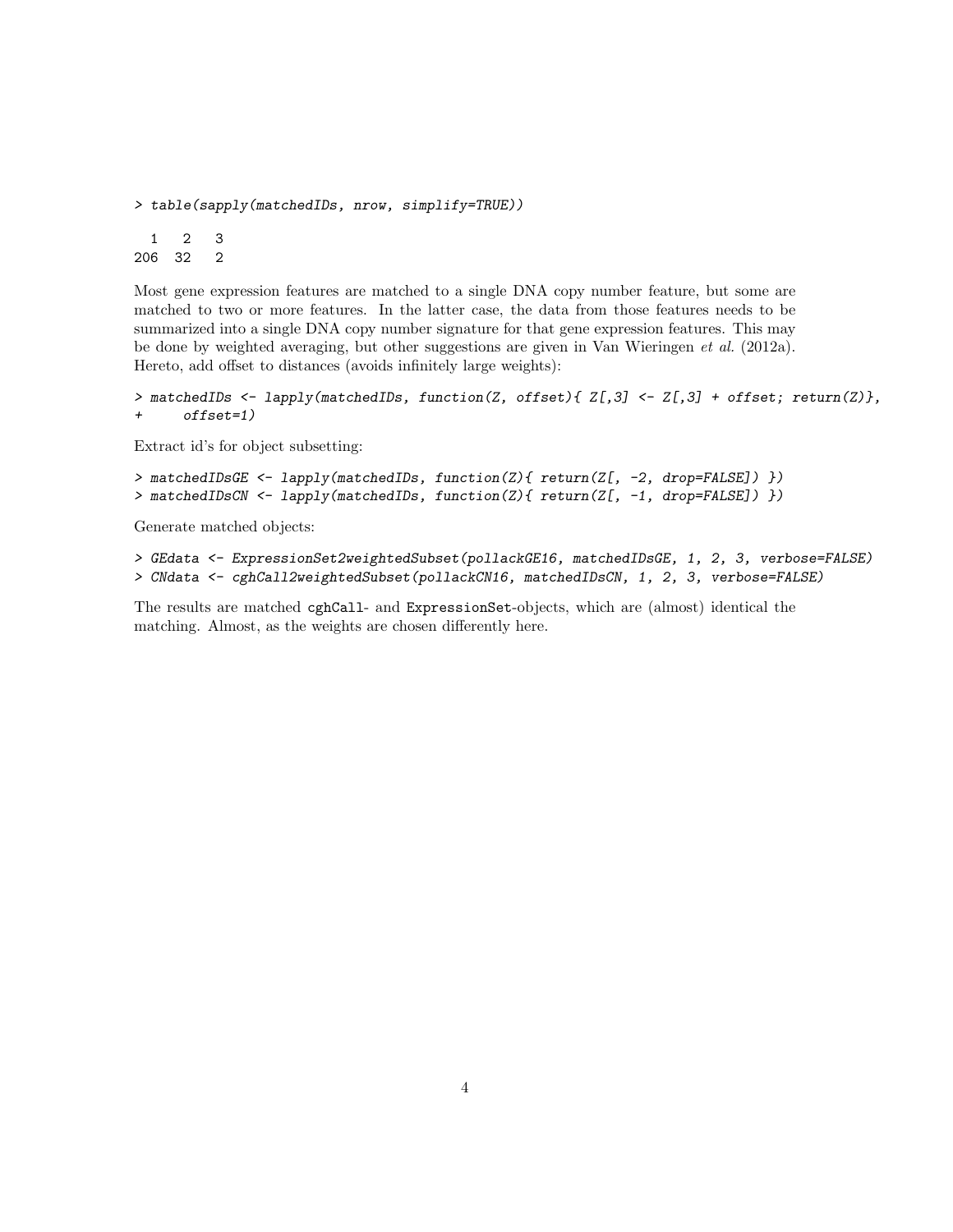```
> table(sapply(matchedIDs, nrow, simplify=TRUE))

  1   2   3 
206  32   2 
```

Most gene expression features are matched to a single DNA copy number feature, but some are matched to two or more features. In the latter case, the data from those features needs to be summarized into a single DNA copy number signature for that gene expression features. This may be done by weighted averaging, but other suggestions are given in Van Wieringen *et al.* (2012a). Hereto, add offset to distances (avoids infinitely large weights):

```
> matchedIDs <- lapply(matchedIDs, function(Z, offset){ Z[,3] <- Z[,3] + offset; return(Z)},
+      offset=1)
```

Extract id's for object subsetting:

```
> matchedIDsGE <- lapply(matchedIDs, function(Z){ return(Z[, -2, drop=FALSE]) })
> matchedIDsCN <- lapply(matchedIDs, function(Z){ return(Z[, -1, drop=FALSE]) })
```

Generate matched objects:

```
> GEdata <- ExpressionSet2weightedSubset(pollackGE16, matchedIDsGE, 1, 2, 3, verbose=FALSE)
> CNdata <- cghCall2weightedSubset(pollackCN16, matchedIDsCN, 1, 2, 3, verbose=FALSE)
```

The results are matched `cghCall`- and `ExpressionSet`-objects, which are (almost) identical the matching. Almost, as the weights are chosen differently here.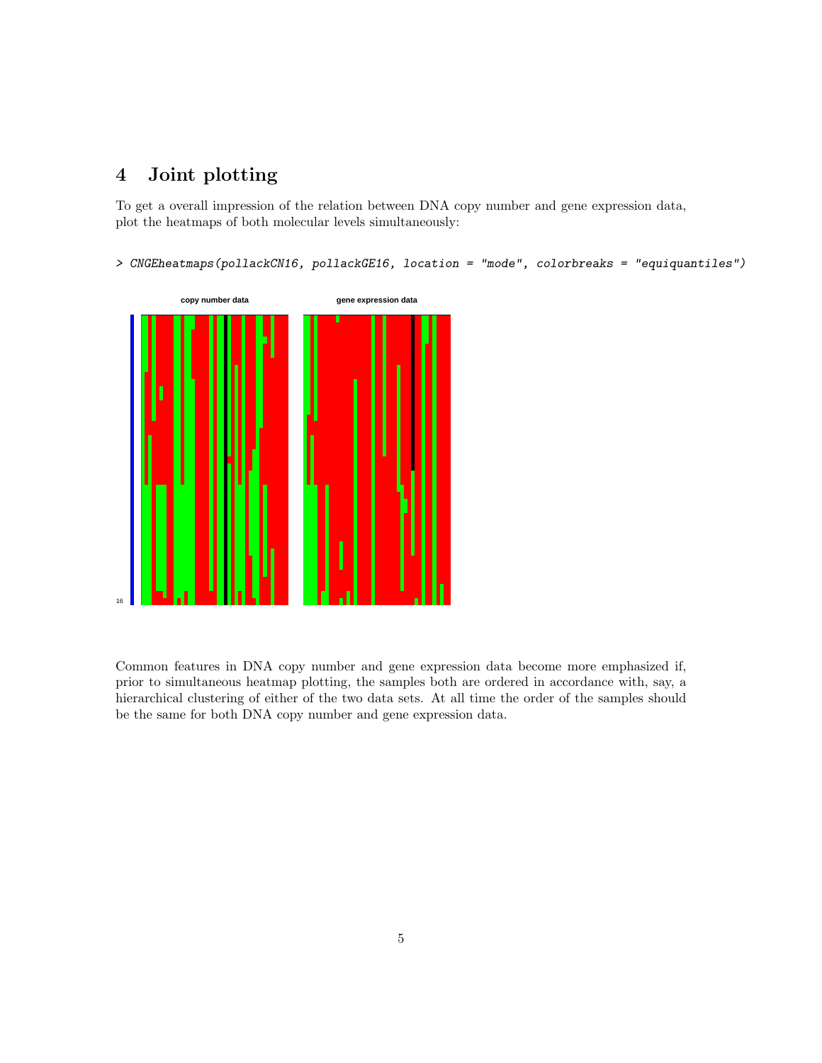## 4 Joint plotting

To get a overall impression of the relation between DNA copy number and gene expression data, plot the heatmaps of both molecular levels simultaneously:

```
> CNGEheatmaps(pollackCN16, pollackGE16, location = "mode", colorbreaks = "equiquantiles")
```

copy number data

gene expression data

16

Common features in DNA copy number and gene expression data become more emphasized if, prior to simultaneous heatmap plotting, the samples both are ordered in accordance with, say, a hierarchical clustering of either of the two data sets. At all time the order of the samples should be the same for both DNA copy number and gene expression data.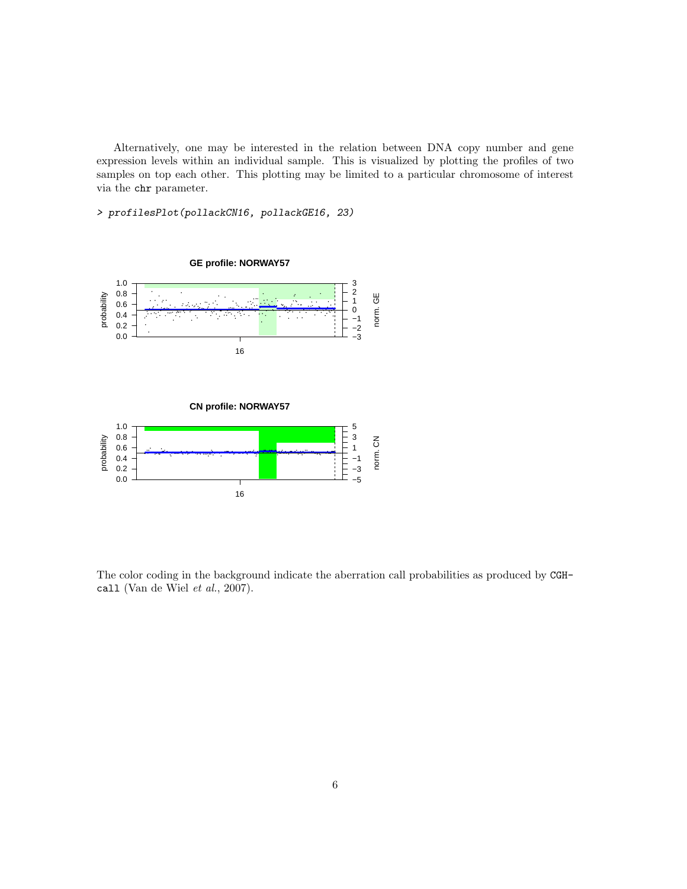Alternatively, one may be interested in the relation between DNA copy number and gene expression levels within an individual sample. This is visualized by plotting the profiles of two samples on top each other. This plotting may be limited to a particular chromosome of interest via the `chr` parameter.

```
> profilesPlot(pollackCN16, pollackGE16, 23)
```

The color coding in the background indicate the aberration call probabilities as produced by `CGHcall` (Van de Wiel *et al.*, 2007).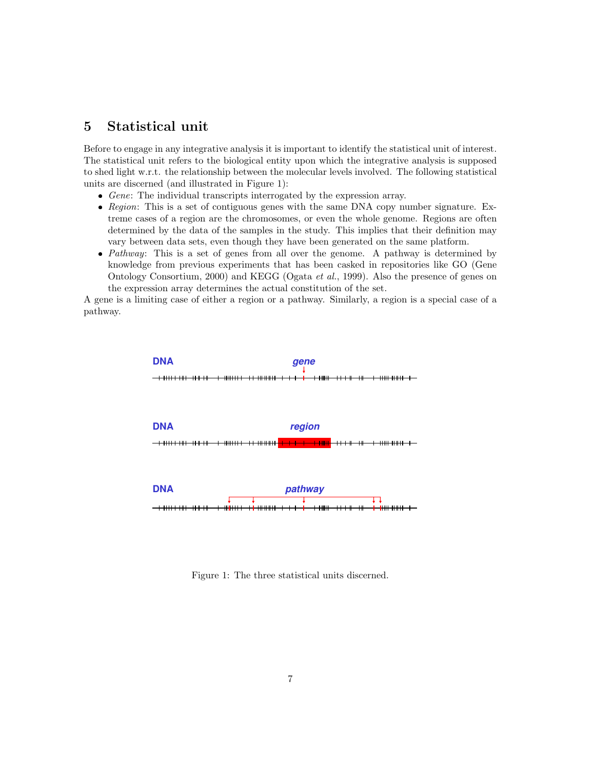## 5 Statistical unit

Before to engage in any integrative analysis it is important to identify the statistical unit of interest. The statistical unit refers to the biological entity upon which the integrative analysis is supposed to shed light w.r.t. the relationship between the molecular levels involved. The following statistical units are discerned (and illustrated in Figure 1):

- *Gene*: The individual transcripts interrogated by the expression array.
- *Region*: This is a set of contiguous genes with the same DNA copy number signature. Extreme cases of a region are the chromosomes, or even the whole genome. Regions are often determined by the data of the samples in the study. This implies that their definition may vary between data sets, even though they have been generated on the same platform.
- *Pathway*: This is a set of genes from all over the genome. A pathway is determined by knowledge from previous experiments that has been casked in repositories like GO (Gene Ontology Consortium, 2000) and KEGG (Ogata *et al.*, 1999). Also the presence of genes on the expression array determines the actual constitution of the set.

A gene is a limiting case of either a region or a pathway. Similarly, a region is a special case of a pathway.

DNA
gene

DNA
region

DNA
pathway

Figure 1: The three statistical units discerned.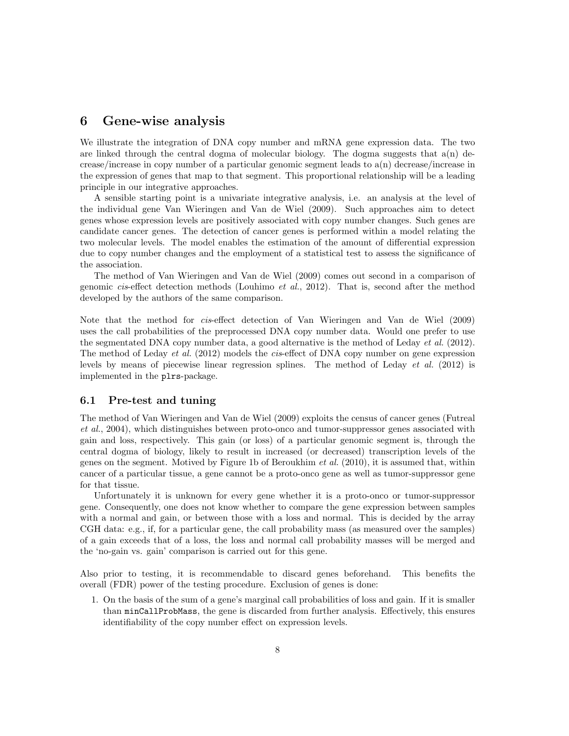# 6 Gene-wise analysis

We illustrate the integration of DNA copy number and mRNA gene expression data. The two are linked through the central dogma of molecular biology. The dogma suggests that a(n) decrease/increase in copy number of a particular genomic segment leads to a(n) decrease/increase in the expression of genes that map to that segment. This proportional relationship will be a leading principle in our integrative approaches.

A sensible starting point is a univariate integrative analysis, i.e. an analysis at the level of the individual gene Van Wieringen and Van de Wiel (2009). Such approaches aim to detect genes whose expression levels are positively associated with copy number changes. Such genes are candidate cancer genes. The detection of cancer genes is performed within a model relating the two molecular levels. The model enables the estimation of the amount of differential expression due to copy number changes and the employment of a statistical test to assess the significance of the association.

The method of Van Wieringen and Van de Wiel (2009) comes out second in a comparison of genomic *cis*-effect detection methods (Louhimo *et al.*, 2012). That is, second after the method developed by the authors of the same comparison.

Note that the method for *cis*-effect detection of Van Wieringen and Van de Wiel (2009) uses the call probabilities of the preprocessed DNA copy number data. Would one prefer to use the segmentated DNA copy number data, a good alternative is the method of Leday *et al.* (2012). The method of Leday *et al.* (2012) models the *cis*-effect of DNA copy number on gene expression levels by means of piecewise linear regression splines. The method of Leday *et al.* (2012) is implemented in the `plrs`-package.

## 6.1 Pre-test and tuning

The method of Van Wieringen and Van de Wiel (2009) exploits the census of cancer genes (Futreal *et al.*, 2004), which distinguishes between proto-onco and tumor-suppressor genes associated with gain and loss, respectively. This gain (or loss) of a particular genomic segment is, through the central dogma of biology, likely to result in increased (or decreased) transcription levels of the genes on the segment. Motived by Figure 1b of Beroukhim *et al.* (2010), it is assumed that, within cancer of a particular tissue, a gene cannot be a proto-onco gene as well as tumor-suppressor gene for that tissue.

Unfortunately it is unknown for every gene whether it is a proto-onco or tumor-suppressor gene. Consequently, one does not know whether to compare the gene expression between samples with a normal and gain, or between those with a loss and normal. This is decided by the array CGH data: e.g., if, for a particular gene, the call probability mass (as measured over the samples) of a gain exceeds that of a loss, the loss and normal call probability masses will be merged and the 'no-gain vs. gain' comparison is carried out for this gene.

Also prior to testing, it is recommendable to discard genes beforehand. This benefits the overall (FDR) power of the testing procedure. Exclusion of genes is done:

1. On the basis of the sum of a gene's marginal call probabilities of loss and gain. If it is smaller than `minCallProbMass`, the gene is discarded from further analysis. Effectively, this ensures identifiability of the copy number effect on expression levels.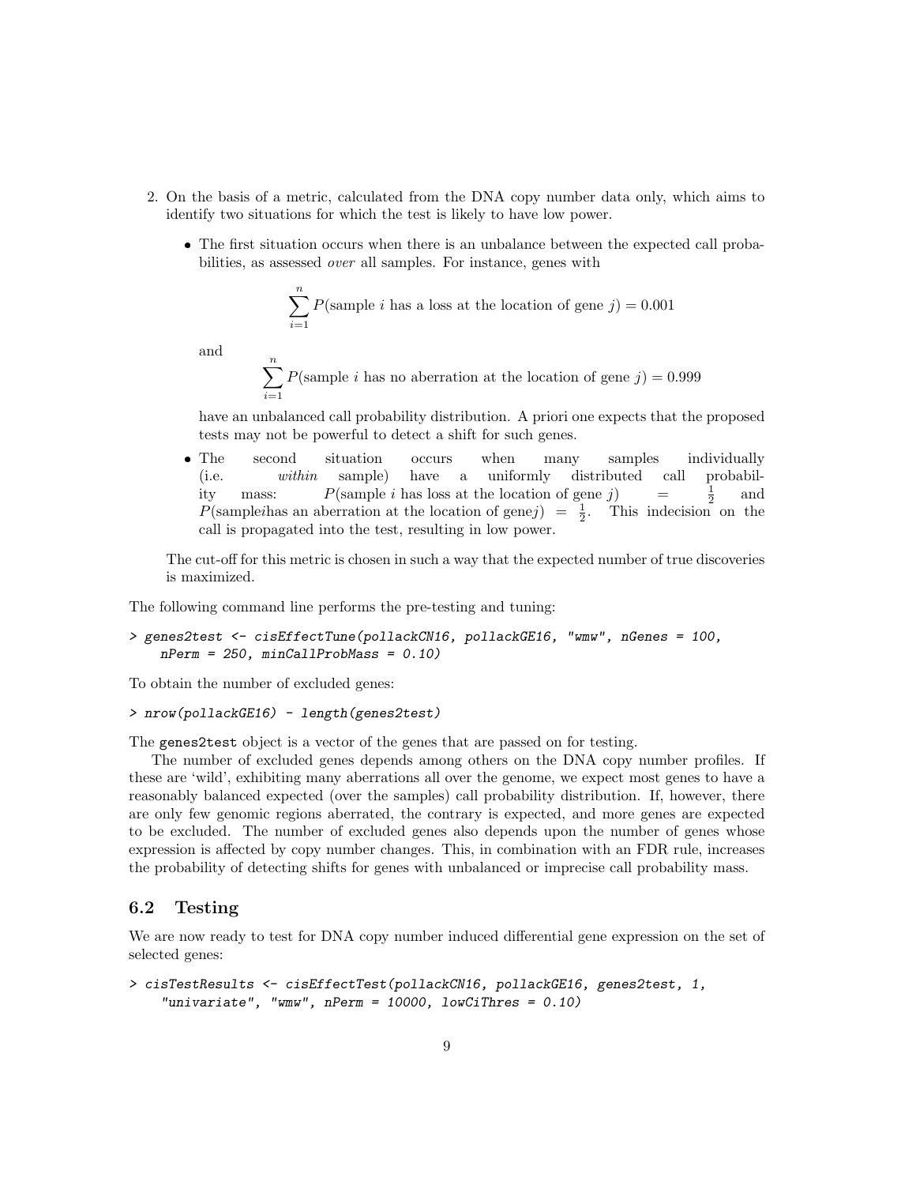2. On the basis of a metric, calculated from the DNA copy number data only, which aims to identify two situations for which the test is likely to have low power.

   - The first situation occurs when there is an unbalance between the expected call probabilities, as assessed *over* all samples. For instance, genes with

     $$\sum_{i=1}^{n} P(\text{sample } i \text{ has a loss at the location of gene } j) = 0.001$$

     and

     $$\sum_{i=1}^{n} P(\text{sample } i \text{ has no aberration at the location of gene } j) = 0.999$$

     have an unbalanced call probability distribution. A priori one expects that the proposed tests may not be powerful to detect a shift for such genes.

   - The second situation occurs when many samples individually (i.e. *within* sample) have a uniformly distributed call probability mass: $P(\text{sample } i \text{ has loss at the location of gene } j) = \frac{1}{2}$ and $P(\text{sample} i \text{has an aberration at the location of gene} j) = \frac{1}{2}$. This indecision on the call is propagated into the test, resulting in low power.

   The cut-off for this metric is chosen in such a way that the expected number of true discoveries is maximized.

The following command line performs the pre-testing and tuning:

```
> genes2test <- cisEffectTune(pollackCN16, pollackGE16, "wmw", nGenes = 100,
    nPerm = 250, minCallProbMass = 0.10)
```

To obtain the number of excluded genes:

```
> nrow(pollackGE16) - length(genes2test)
```

The genes2test object is a vector of the genes that are passed on for testing.

The number of excluded genes depends among others on the DNA copy number profiles. If these are 'wild', exhibiting many aberrations all over the genome, we expect most genes to have a reasonably balanced expected (over the samples) call probability distribution. If, however, there are only few genomic regions aberrated, the contrary is expected, and more genes are expected to be excluded. The number of excluded genes also depends upon the number of genes whose expression is affected by copy number changes. This, in combination with an FDR rule, increases the probability of detecting shifts for genes with unbalanced or imprecise call probability mass.

## 6.2 Testing

We are now ready to test for DNA copy number induced differential gene expression on the set of selected genes:

```
> cisTestResults <- cisEffectTest(pollackCN16, pollackGE16, genes2test, 1,
    "univariate", "wmw", nPerm = 10000, lowCiThres = 0.10)
```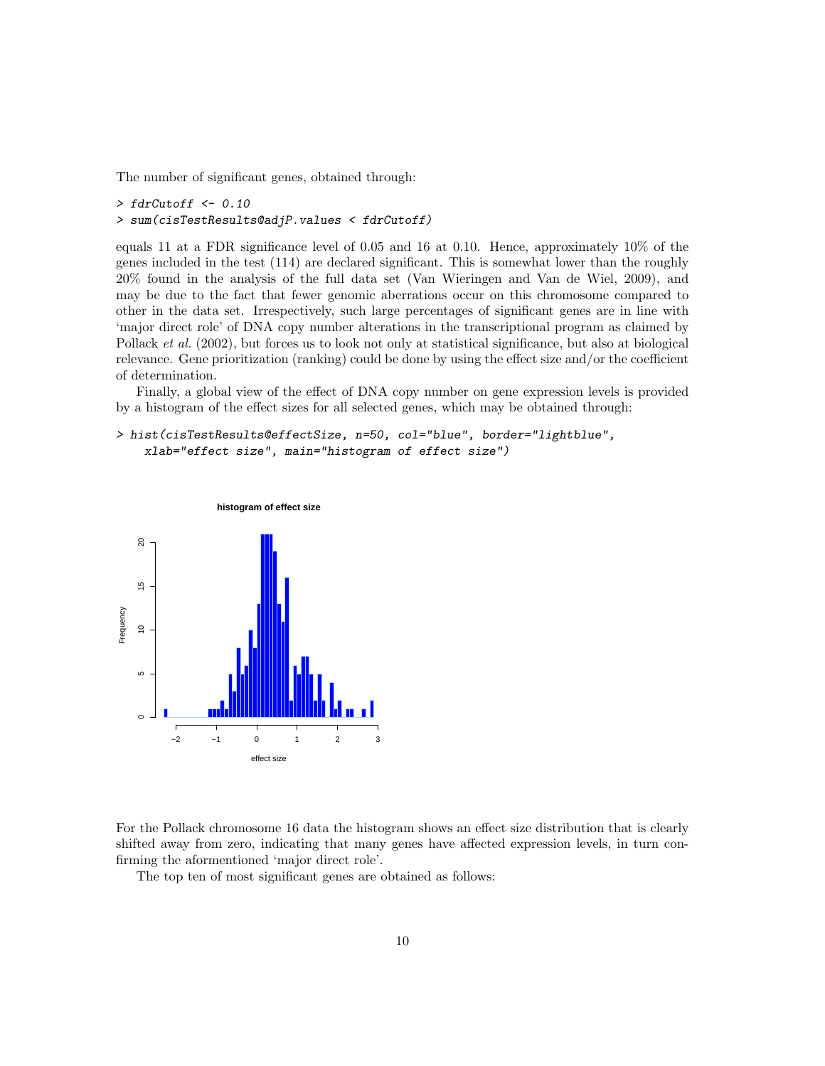The number of significant genes, obtained through:

```
> fdrCutoff <- 0.10
> sum(cisTestResults@adjP.values < fdrCutoff)
```

equals 11 at a FDR significance level of 0.05 and 16 at 0.10. Hence, approximately 10% of the genes included in the test (114) are declared significant. This is somewhat lower than the roughly 20% found in the analysis of the full data set (Van Wieringen and Van de Wiel, 2009), and may be due to the fact that fewer genomic aberrations occur on this chromosome compared to other in the data set. Irrespectively, such large percentages of significant genes are in line with 'major direct role' of DNA copy number alterations in the transcriptional program as claimed by Pollack *et al.* (2002), but forces us to look not only at statistical significance, but also at biological relevance. Gene prioritization (ranking) could be done by using the effect size and/or the coefficient of determination.

Finally, a global view of the effect of DNA copy number on gene expression levels is provided by a histogram of the effect sizes for all selected genes, which may be obtained through:

```
> hist(cisTestResults@effectSize, n=50, col="blue", border="lightblue",
    xlab="effect size", main="histogram of effect size")
```

histogram of effect size

Frequency

0
5
10
15
20

−2
−1
0
1
2
3

effect size

For the Pollack chromosome 16 data the histogram shows an effect size distribution that is clearly shifted away from zero, indicating that many genes have affected expression levels, in turn confirming the aforementioned 'major direct role'.

The top ten of most significant genes are obtained as follows: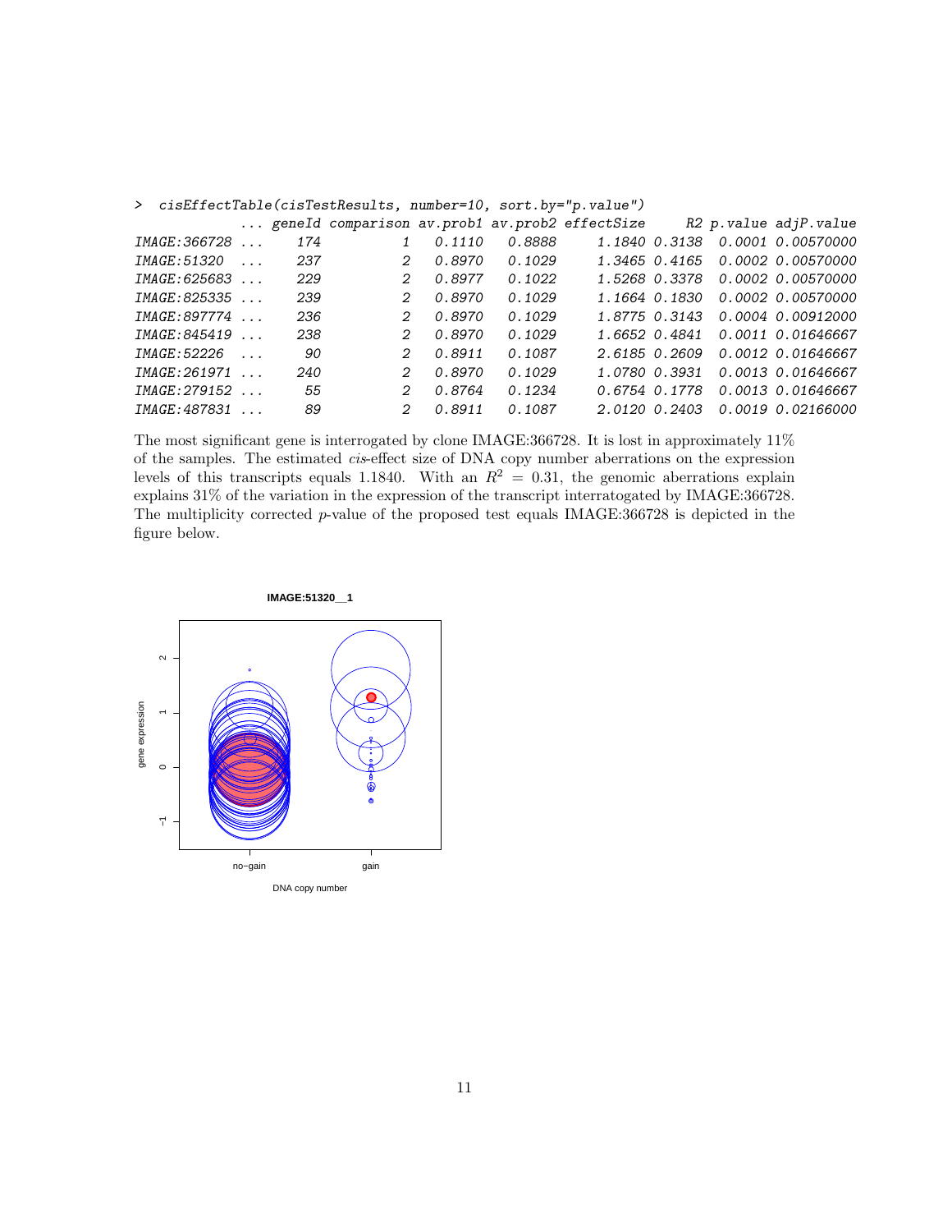```
> cisEffectTable(cisTestResults, number=10, sort.by="p.value")
              ... geneId comparison av.prob1 av.prob2 effectSize     R2 p.value adjP.value
IMAGE:366728 ...    174          1   0.1110   0.8888     1.1840 0.3138  0.0001 0.00570000
IMAGE:51320  ...    237          2   0.8970   0.1029     1.3465 0.4165  0.0002 0.00570000
IMAGE:625683 ...    229          2   0.8977   0.1022     1.5268 0.3378  0.0002 0.00570000
IMAGE:825335 ...    239          2   0.8970   0.1029     1.1664 0.1830  0.0002 0.00570000
IMAGE:897774 ...    236          2   0.8970   0.1029     1.8775 0.3143  0.0004 0.00912000
IMAGE:845419 ...    238          2   0.8970   0.1029     1.6652 0.4841  0.0011 0.01646667
IMAGE:52226  ...     90          2   0.8911   0.1087     2.6185 0.2609  0.0012 0.01646667
IMAGE:261971 ...    240          2   0.8970   0.1029     1.0780 0.3931  0.0013 0.01646667
IMAGE:279152 ...     55          2   0.8764   0.1234     0.6754 0.1778  0.0013 0.01646667
IMAGE:487831 ...     89          2   0.8911   0.1087     2.0120 0.2403  0.0019 0.02166000
```

The most significant gene is interrogated by clone IMAGE:366728. It is lost in approximately 11% of the samples. The estimated *cis*-effect size of DNA copy number aberrations on the expression levels of this transcripts equals 1.1840. With an $R^2 = 0.31$, the genomic aberrations explain explains 31% of the variation in the expression of the transcript interratogated by IMAGE:366728. The multiplicity corrected $p$-value of the proposed test equals IMAGE:366728 is depicted in the figure below.

IMAGE:51320__1

gene expression

2
1
0
-1

no−gain
gain

DNA copy number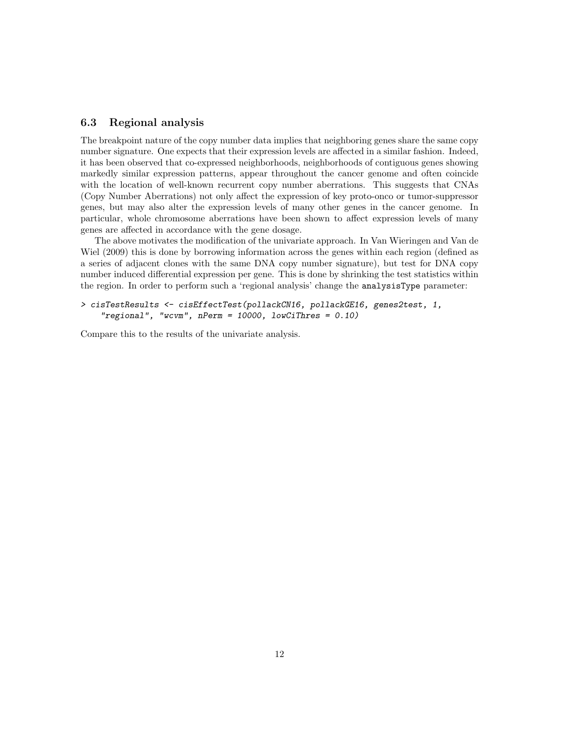### 6.3 Regional analysis

The breakpoint nature of the copy number data implies that neighboring genes share the same copy number signature. One expects that their expression levels are affected in a similar fashion. Indeed, it has been observed that co-expressed neighborhoods, neighborhoods of contiguous genes showing markedly similar expression patterns, appear throughout the cancer genome and often coincide with the location of well-known recurrent copy number aberrations. This suggests that CNAs (Copy Number Aberrations) not only affect the expression of key proto-onco or tumor-suppressor genes, but may also alter the expression levels of many other genes in the cancer genome. In particular, whole chromosome aberrations have been shown to affect expression levels of many genes are affected in accordance with the gene dosage.

The above motivates the modification of the univariate approach. In Van Wieringen and Van de Wiel (2009) this is done by borrowing information across the genes within each region (defined as a series of adjacent clones with the same DNA copy number signature), but test for DNA copy number induced differential expression per gene. This is done by shrinking the test statistics within the region. In order to perform such a 'regional analysis' change the `analysisType` parameter:

```
> cisTestResults <- cisEffectTest(pollackCN16, pollackGE16, genes2test, 1,
    "regional", "wcvm", nPerm = 10000, lowCiThres = 0.10)
```

Compare this to the results of the univariate analysis.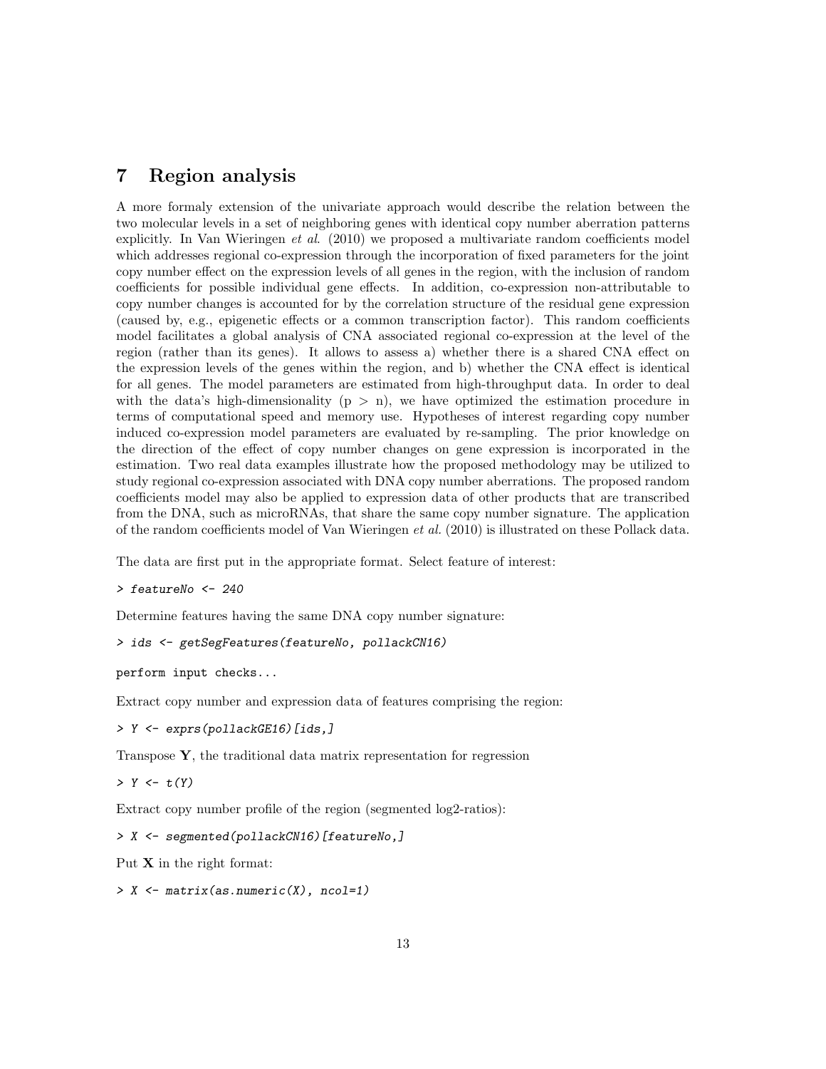# 7 Region analysis

A more formaly extension of the univariate approach would describe the relation between the two molecular levels in a set of neighboring genes with identical copy number aberration patterns explicitly. In Van Wieringen *et al.* (2010) we proposed a multivariate random coefficients model which addresses regional co-expression through the incorporation of fixed parameters for the joint copy number effect on the expression levels of all genes in the region, with the inclusion of random coefficients for possible individual gene effects. In addition, co-expression non-attributable to copy number changes is accounted for by the correlation structure of the residual gene expression (caused by, e.g., epigenetic effects or a common transcription factor). This random coefficients model facilitates a global analysis of CNA associated regional co-expression at the level of the region (rather than its genes). It allows to assess a) whether there is a shared CNA effect on the expression levels of the genes within the region, and b) whether the CNA effect is identical for all genes. The model parameters are estimated from high-throughput data. In order to deal with the data's high-dimensionality (p > n), we have optimized the estimation procedure in terms of computational speed and memory use. Hypotheses of interest regarding copy number induced co-expression model parameters are evaluated by re-sampling. The prior knowledge on the direction of the effect of copy number changes on gene expression is incorporated in the estimation. Two real data examples illustrate how the proposed methodology may be utilized to study regional co-expression associated with DNA copy number aberrations. The proposed random coefficients model may also be applied to expression data of other products that are transcribed from the DNA, such as microRNAs, that share the same copy number signature. The application of the random coefficients model of Van Wieringen *et al.* (2010) is illustrated on these Pollack data.

The data are first put in the appropriate format. Select feature of interest:

```
> featureNo <- 240
```

Determine features having the same DNA copy number signature:

```
> ids <- getSegFeatures(featureNo, pollackCN16)

perform input checks...
```

Extract copy number and expression data of features comprising the region:

```
> Y <- exprs(pollackGE16)[ids,]
```

Transpose **Y**, the traditional data matrix representation for regression

```
> Y <- t(Y)
```

Extract copy number profile of the region (segmented log2-ratios):

```
> X <- segmented(pollackCN16)[featureNo,]
```

Put **X** in the right format:

```
> X <- matrix(as.numeric(X), ncol=1)
```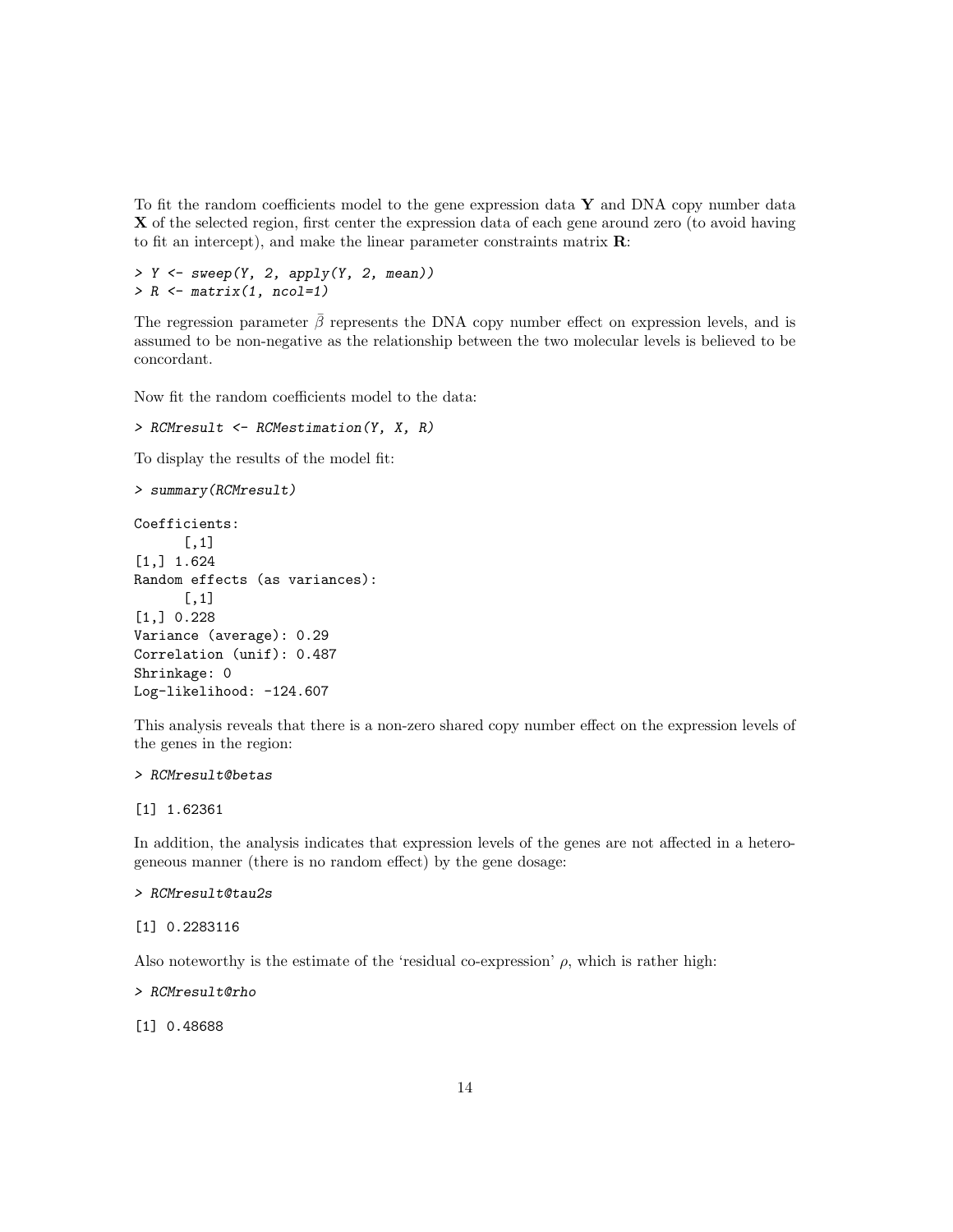To fit the random coefficients model to the gene expression data $\mathbf{Y}$ and DNA copy number data $\mathbf{X}$ of the selected region, first center the expression data of each gene around zero (to avoid having to fit an intercept), and make the linear parameter constraints matrix $\mathbf{R}$:

```
> Y <- sweep(Y, 2, apply(Y, 2, mean))
> R <- matrix(1, ncol=1)
```

The regression parameter $\bar{\beta}$ represents the DNA copy number effect on expression levels, and is assumed to be non-negative as the relationship between the two molecular levels is believed to be concordant.

Now fit the random coefficients model to the data:

```
> RCMresult <- RCMestimation(Y, X, R)
```

To display the results of the model fit:

```
> summary(RCMresult)

Coefficients:
      [,1]
[1,] 1.624
Random effects (as variances):
      [,1]
[1,] 0.228
Variance (average): 0.29
Correlation (unif): 0.487
Shrinkage: 0
Log-likelihood: -124.607
```

This analysis reveals that there is a non-zero shared copy number effect on the expression levels of the genes in the region:

```
> RCMresult@betas

[1] 1.62361
```

In addition, the analysis indicates that expression levels of the genes are not affected in a heterogeneous manner (there is no random effect) by the gene dosage:

```
> RCMresult@tau2s

[1] 0.2283116
```

Also noteworthy is the estimate of the 'residual co-expression' $\rho$, which is rather high:

```
> RCMresult@rho

[1] 0.48688
```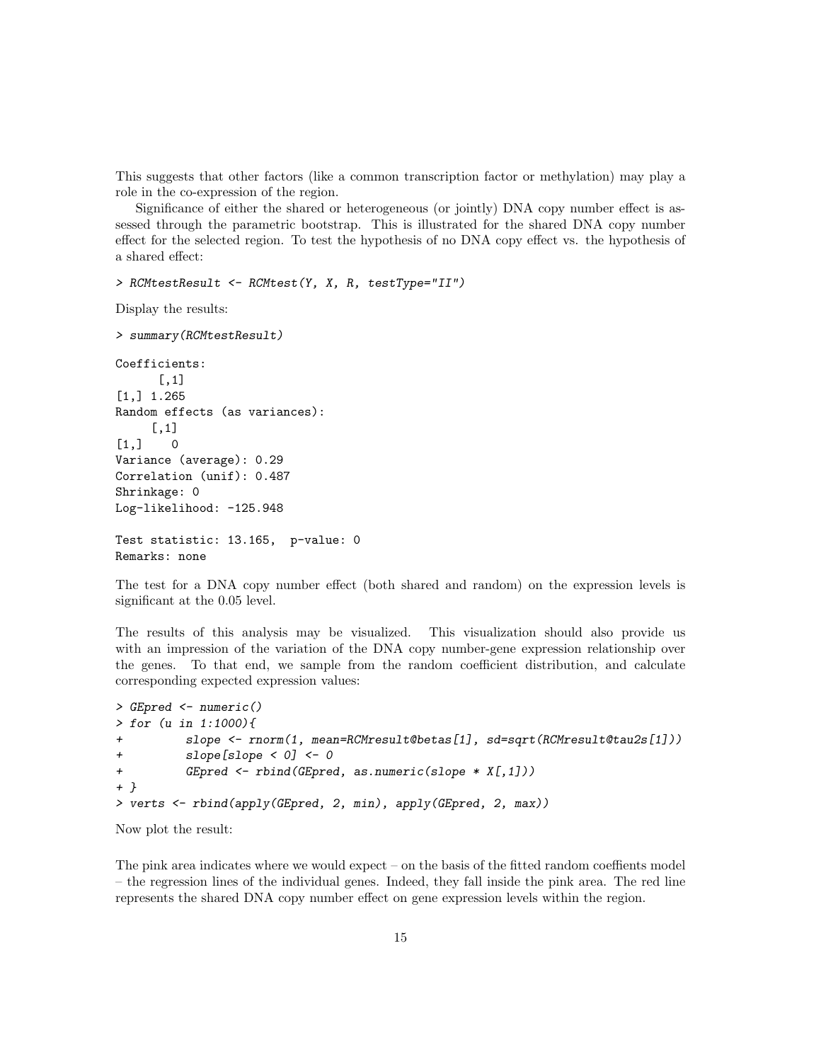This suggests that other factors (like a common transcription factor or methylation) may play a role in the co-expression of the region.

Significance of either the shared or heterogeneous (or jointly) DNA copy number effect is assessed through the parametric bootstrap. This is illustrated for the shared DNA copy number effect for the selected region. To test the hypothesis of no DNA copy effect vs. the hypothesis of a shared effect:

```
> RCMtestResult <- RCMtest(Y, X, R, testType="II")
```

Display the results:

```
> summary(RCMtestResult)

Coefficients:
      [,1]
[1,] 1.265
Random effects (as variances):
     [,1]
[1,]    0
Variance (average): 0.29
Correlation (unif): 0.487
Shrinkage: 0
Log-likelihood: -125.948

Test statistic: 13.165,  p-value: 0
Remarks: none
```

The test for a DNA copy number effect (both shared and random) on the expression levels is significant at the 0.05 level.

The results of this analysis may be visualized. This visualization should also provide us with an impression of the variation of the DNA copy number-gene expression relationship over the genes. To that end, we sample from the random coefficient distribution, and calculate corresponding expected expression values:

```
> GEpred <- numeric()
> for (u in 1:1000){
+         slope <- rnorm(1, mean=RCMresult@betas[1], sd=sqrt(RCMresult@tau2s[1]))
+         slope[slope < 0] <- 0
+         GEpred <- rbind(GEpred, as.numeric(slope * X[,1]))
+ }
> verts <- rbind(apply(GEpred, 2, min), apply(GEpred, 2, max))
```

Now plot the result:

The pink area indicates where we would expect – on the basis of the fitted random coeffients model – the regression lines of the individual genes. Indeed, they fall inside the pink area. The red line represents the shared DNA copy number effect on gene expression levels within the region.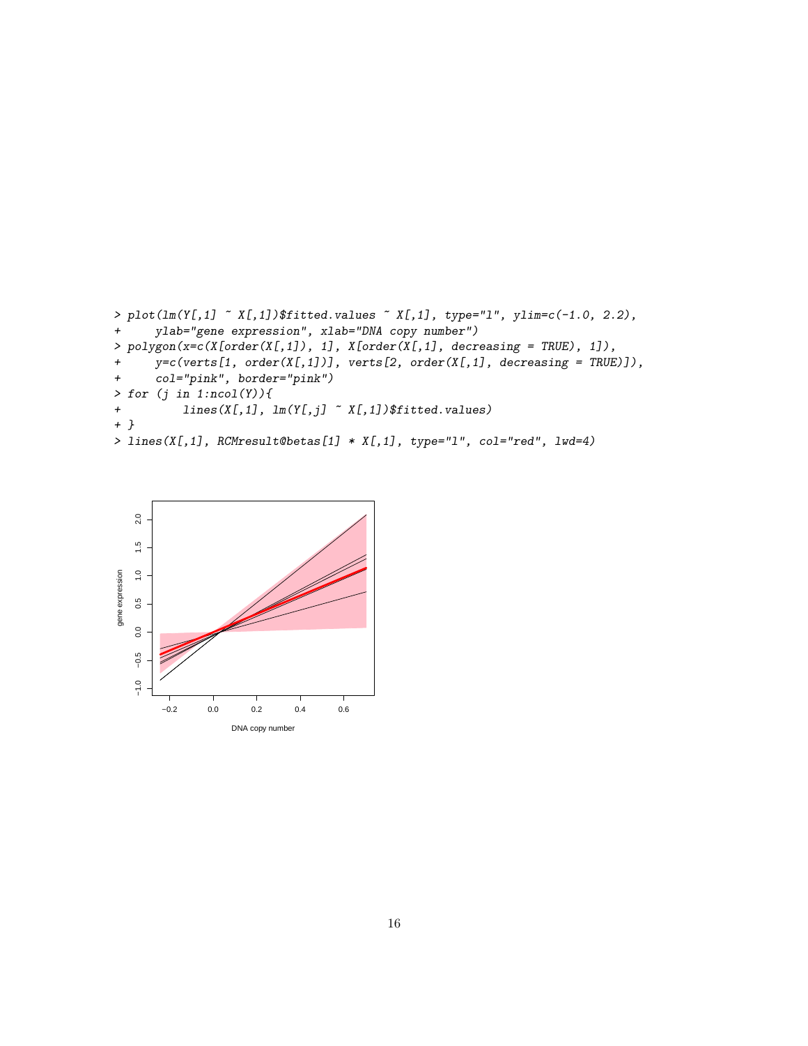```
> plot(lm(Y[,1] ~ X[,1])$fitted.values ~ X[,1], type="l", ylim=c(-1.0, 2.2),
+      ylab="gene expression", xlab="DNA copy number")
> polygon(x=c(X[order(X[,1]), 1], X[order(X[,1], decreasing = TRUE), 1]),
+      y=c(verts[1, order(X[,1])], verts[2, order(X[,1], decreasing = TRUE)]),
+      col="pink", border="pink")
> for (j in 1:ncol(Y)){
+           lines(X[,1], lm(Y[,j] ~ X[,1])$fitted.values)
+ }
> lines(X[,1], RCMresult@betas[1] * X[,1], type="l", col="red", lwd=4)
```

gene expression

−1.0
−0.5
0.0
0.5
1.0
1.5
2.0

−0.2
0.0
0.2
0.4
0.6

DNA copy number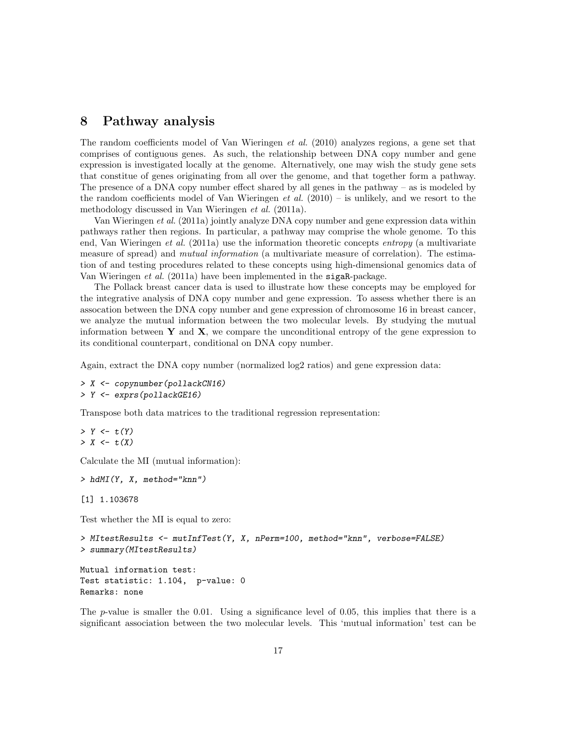## 8 Pathway analysis

The random coefficients model of Van Wieringen *et al.* (2010) analyzes regions, a gene set that comprises of contiguous genes. As such, the relationship between DNA copy number and gene expression is investigated locally at the genome. Alternatively, one may wish the study gene sets that constitue of genes originating from all over the genome, and that together form a pathway. The presence of a DNA copy number effect shared by all genes in the pathway – as is modeled by the random coefficients model of Van Wieringen *et al.* (2010) – is unlikely, and we resort to the methodology discussed in Van Wieringen *et al.* (2011a).

Van Wieringen *et al.* (2011a) jointly analyze DNA copy number and gene expression data within pathways rather then regions. In particular, a pathway may comprise the whole genome. To this end, Van Wieringen *et al.* (2011a) use the information theoretic concepts *entropy* (a multivariate measure of spread) and *mutual information* (a multivariate measure of correlation). The estimation of and testing procedures related to these concepts using high-dimensional genomics data of Van Wieringen *et al.* (2011a) have been implemented in the `sigaR`-package.

The Pollack breast cancer data is used to illustrate how these concepts may be employed for the integrative analysis of DNA copy number and gene expression. To assess whether there is an assocation between the DNA copy number and gene expression of chromosome 16 in breast cancer, we analyze the mutual information between the two molecular levels. By studying the mutual information between $\mathbf{Y}$ and $\mathbf{X}$, we compare the unconditional entropy of the gene expression to its conditional counterpart, conditional on DNA copy number.

Again, extract the DNA copy number (normalized log2 ratios) and gene expression data:

```
> X <- copynumber(pollackCN16)
> Y <- exprs(pollackGE16)
```

Transpose both data matrices to the traditional regression representation:

```
> Y <- t(Y)
> X <- t(X)
```

Calculate the MI (mutual information):

```
> hdMI(Y, X, method="knn")

[1] 1.103678
```

Test whether the MI is equal to zero:

```
> MItestResults <- mutInfTest(Y, X, nPerm=100, method="knn", verbose=FALSE)
> summary(MItestResults)

Mutual information test:
Test statistic: 1.104,  p-value: 0
Remarks: none
```

The *p*-value is smaller the 0.01. Using a significance level of 0.05, this implies that there is a significant association between the two molecular levels. This 'mutual information' test can be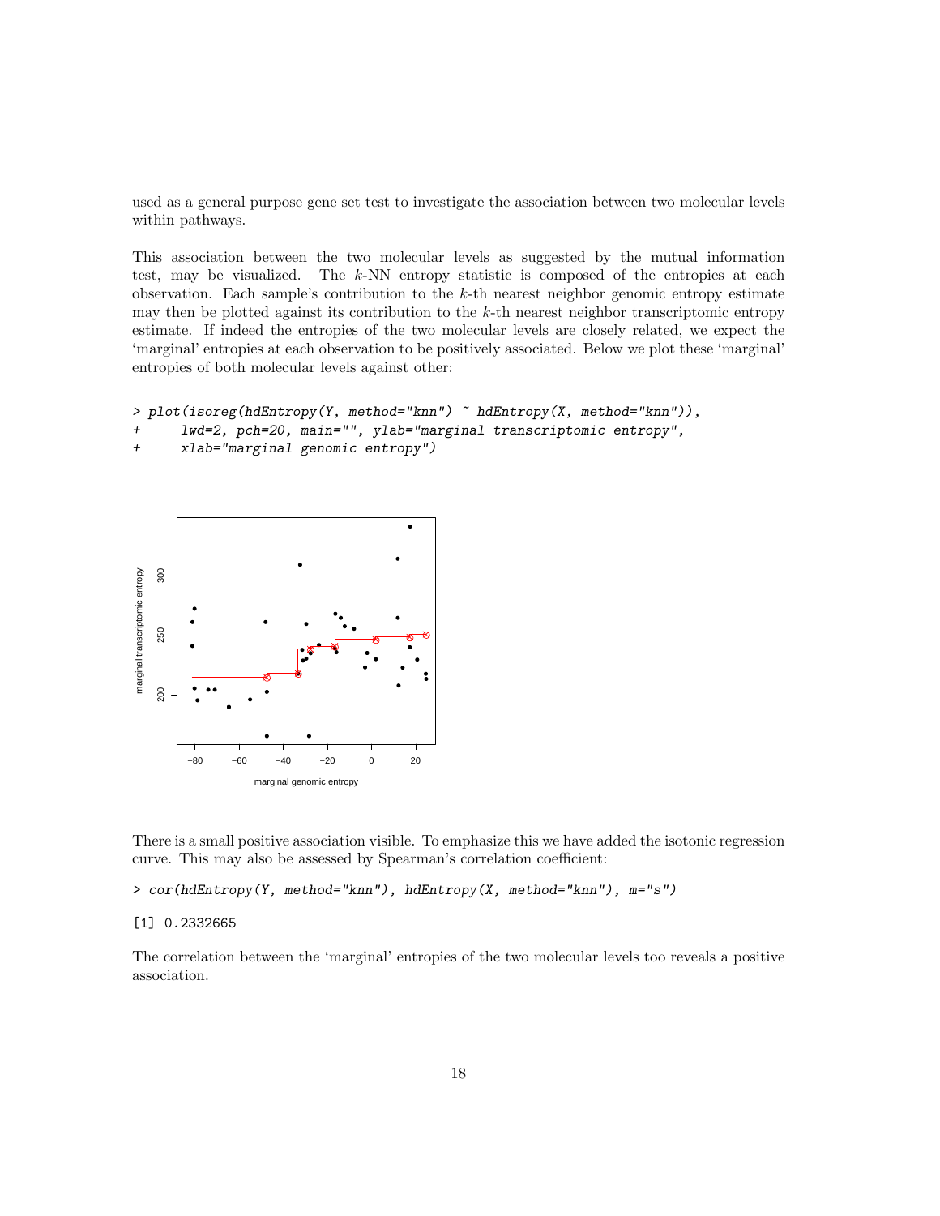used as a general purpose gene set test to investigate the association between two molecular levels within pathways.

This association between the two molecular levels as suggested by the mutual information test, may be visualized. The $k$-NN entropy statistic is composed of the entropies at each observation. Each sample's contribution to the $k$-th nearest neighbor genomic entropy estimate may then be plotted against its contribution to the $k$-th nearest neighbor transcriptomic entropy estimate. If indeed the entropies of the two molecular levels are closely related, we expect the 'marginal' entropies at each observation to be positively associated. Below we plot these 'marginal' entropies of both molecular levels against other:

```
> plot(isoreg(hdEntropy(Y, method="knn") ~ hdEntropy(X, method="knn")),
+      lwd=2, pch=20, main="", ylab="marginal transcriptomic entropy",
+      xlab="marginal genomic entropy")
```

marginal transcriptomic entropy
200
250
300
−80
−60
−40
−20
0
20
marginal genomic entropy

There is a small positive association visible. To emphasize this we have added the isotonic regression curve. This may also be assessed by Spearman's correlation coefficient:

```
> cor(hdEntropy(Y, method="knn"), hdEntropy(X, method="knn"), m="s")
```

```
[1] 0.2332665
```

The correlation between the 'marginal' entropies of the two molecular levels too reveals a positive association.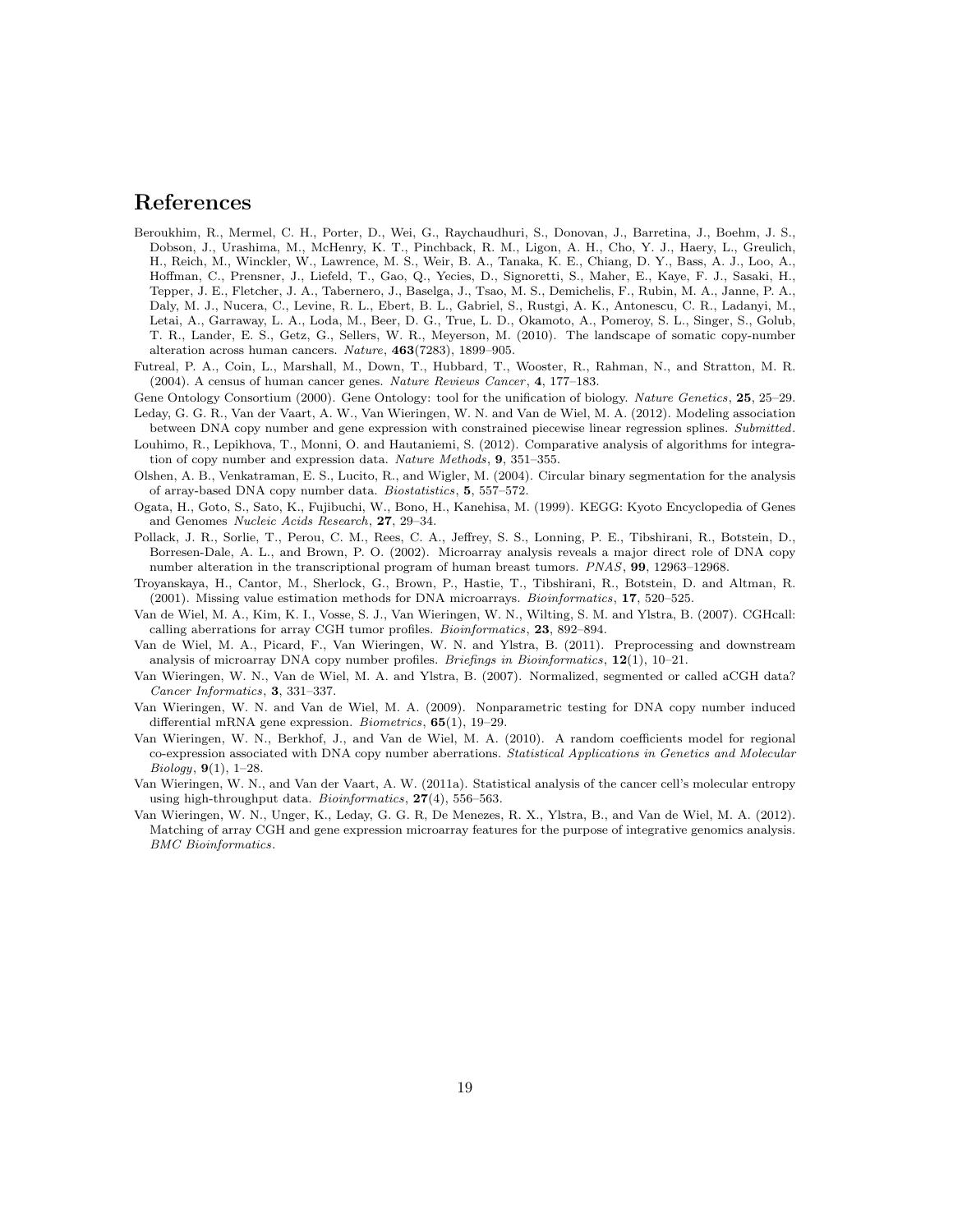# References

Beroukhim, R., Mermel, C. H., Porter, D., Wei, G., Raychaudhuri, S., Donovan, J., Barretina, J., Boehm, J. S., Dobson, J., Urashima, M., McHenry, K. T., Pinchback, R. M., Ligon, A. H., Cho, Y. J., Haery, L., Greulich, H., Reich, M., Winckler, W., Lawrence, M. S., Weir, B. A., Tanaka, K. E., Chiang, D. Y., Bass, A. J., Loo, A., Hoffman, C., Prensner, J., Liefeld, T., Gao, Q., Yecies, D., Signoretti, S., Maher, E., Kaye, F. J., Sasaki, H., Tepper, J. E., Fletcher, J. A., Tabernero, J., Baselga, J., Tsao, M. S., Demichelis, F., Rubin, M. A., Janne, P. A., Daly, M. J., Nucera, C., Levine, R. L., Ebert, B. L., Gabriel, S., Rustgi, A. K., Antonescu, C. R., Ladanyi, M., Letai, A., Garraway, L. A., Loda, M., Beer, D. G., True, L. D., Okamoto, A., Pomeroy, S. L., Singer, S., Golub, T. R., Lander, E. S., Getz, G., Sellers, W. R., Meyerson, M. (2010). The landscape of somatic copy-number alteration across human cancers. *Nature*, **463**(7283), 1899–905.

Futreal, P. A., Coin, L., Marshall, M., Down, T., Hubbard, T., Wooster, R., Rahman, N., and Stratton, M. R. (2004). A census of human cancer genes. *Nature Reviews Cancer*, **4**, 177–183.

Gene Ontology Consortium (2000). Gene Ontology: tool for the unification of biology. *Nature Genetics*, **25**, 25–29.

Leday, G. G. R., Van der Vaart, A. W., Van Wieringen, W. N. and Van de Wiel, M. A. (2012). Modeling association between DNA copy number and gene expression with constrained piecewise linear regression splines. *Submitted*.

Louhimo, R., Lepikhova, T., Monni, O. and Hautaniemi, S. (2012). Comparative analysis of algorithms for integration of copy number and expression data. *Nature Methods*, **9**, 351–355.

Olshen, A. B., Venkatraman, E. S., Lucito, R., and Wigler, M. (2004). Circular binary segmentation for the analysis of array-based DNA copy number data. *Biostatistics*, **5**, 557–572.

Ogata, H., Goto, S., Sato, K., Fujibuchi, W., Bono, H., Kanehisa, M. (1999). KEGG: Kyoto Encyclopedia of Genes and Genomes *Nucleic Acids Research*, **27**, 29–34.

Pollack, J. R., Sorlie, T., Perou, C. M., Rees, C. A., Jeffrey, S. S., Lonning, P. E., Tibshirani, R., Botstein, D., Borresen-Dale, A. L., and Brown, P. O. (2002). Microarray analysis reveals a major direct role of DNA copy number alteration in the transcriptional program of human breast tumors. *PNAS*, **99**, 12963–12968.

Troyanskaya, H., Cantor, M., Sherlock, G., Brown, P., Hastie, T., Tibshirani, R., Botstein, D. and Altman, R. (2001). Missing value estimation methods for DNA microarrays. *Bioinformatics*, **17**, 520–525.

Van de Wiel, M. A., Kim, K. I., Vosse, S. J., Van Wieringen, W. N., Wilting, S. M. and Ylstra, B. (2007). CGHcall: calling aberrations for array CGH tumor profiles. *Bioinformatics*, **23**, 892–894.

Van de Wiel, M. A., Picard, F., Van Wieringen, W. N. and Ylstra, B. (2011). Preprocessing and downstream analysis of microarray DNA copy number profiles. *Briefings in Bioinformatics*, **12**(1), 10–21.

Van Wieringen, W. N., Van de Wiel, M. A. and Ylstra, B. (2007). Normalized, segmented or called aCGH data? *Cancer Informatics*, **3**, 331–337.

Van Wieringen, W. N. and Van de Wiel, M. A. (2009). Nonparametric testing for DNA copy number induced differential mRNA gene expression. *Biometrics*, **65**(1), 19–29.

Van Wieringen, W. N., Berkhof, J., and Van de Wiel, M. A. (2010). A random coefficients model for regional co-expression associated with DNA copy number aberrations. *Statistical Applications in Genetics and Molecular Biology*, **9**(1), 1–28.

Van Wieringen, W. N., and Van der Vaart, A. W. (2011a). Statistical analysis of the cancer cell's molecular entropy using high-throughput data. *Bioinformatics*, **27**(4), 556–563.

Van Wieringen, W. N., Unger, K., Leday, G. G. R, De Menezes, R. X., Ylstra, B., and Van de Wiel, M. A. (2012). Matching of array CGH and gene expression microarray features for the purpose of integrative genomics analysis. *BMC Bioinformatics*.